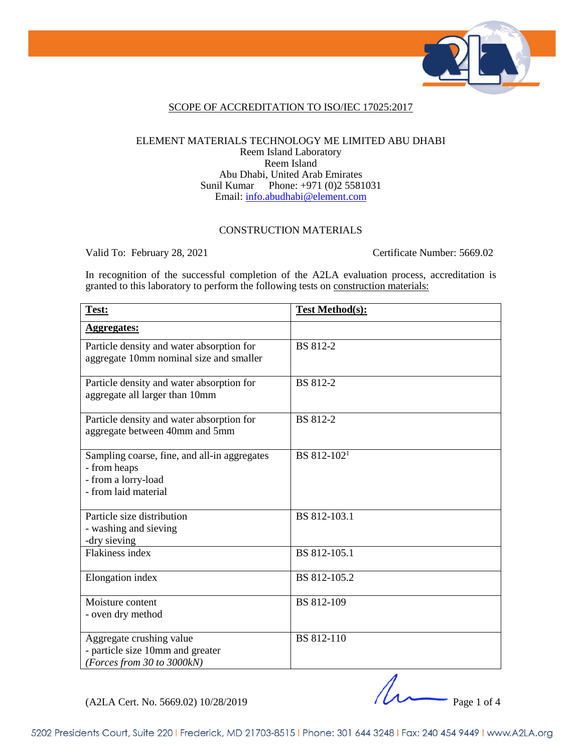SCOPE OF ACCREDITATION TO ISO/IEC 17025:2017

ELEMENT MATERIALS TECHNOLOGY ME LIMITED ABU DHABI
Reem Island Laboratory
Reem Island
Abu Dhabi, United Arab Emirates
Sunil Kumar Phone: +971 (0)2 5581031
Email: info.abudhabi@element.com

CONSTRUCTION MATERIALS

Valid To: February 28, 2021 Certificate Number: 5669.02

In recognition of the successful completion of the A2LA evaluation process, accreditation is granted to this laboratory to perform the following tests on construction materials:

| **Test:** | **Test Method(s):** |
|---|---|
| **Aggregates:** | |
| Particle density and water absorption for aggregate 10mm nominal size and smaller | BS 812-2 |
| Particle density and water absorption for aggregate all larger than 10mm | BS 812-2 |
| Particle density and water absorption for aggregate between 40mm and 5mm | BS 812-2 |
| Sampling coarse, fine, and all-in aggregates<br>- from heaps<br>- from a lorry-load<br>- from laid material | BS 812-102[1] |
| Particle size distribution<br>- washing and sieving<br>-dry sieving | BS 812-103.1 |
| Flakiness index | BS 812-105.1 |
| Elongation index | BS 812-105.2 |
| Moisture content<br>- oven dry method | BS 812-109 |
| Aggregate crushing value<br>- particle size 10mm and greater<br>*(Forces from 30 to 3000kN)* | BS 812-110 |

(A2LA Cert. No. 5669.02) 10/28/2019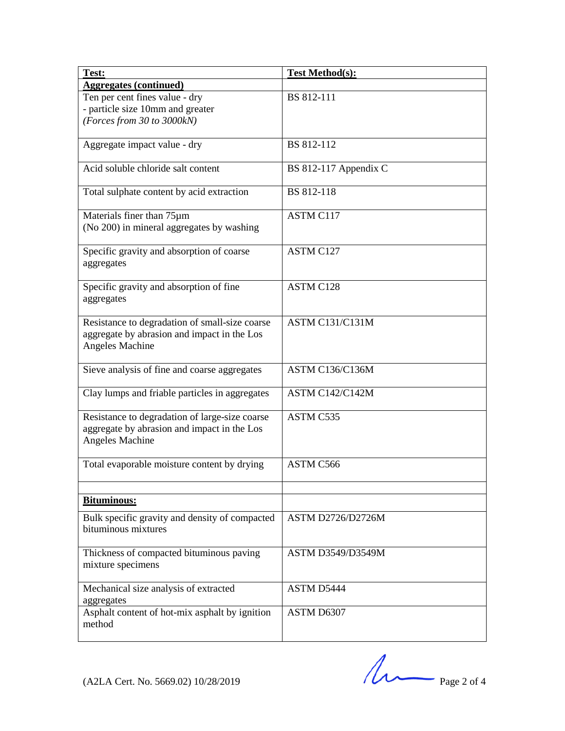| **Test:** | **Test Method(s):** |
|---|---|
| **Aggregates (continued)** | |
| Ten per cent fines value - dry<br>- particle size 10mm and greater<br>*(Forces from 30 to 3000kN)* | BS 812-111 |
| Aggregate impact value - dry | BS 812-112 |
| Acid soluble chloride salt content | BS 812-117 Appendix C |
| Total sulphate content by acid extraction | BS 812-118 |
| Materials finer than 75µm<br>(No 200) in mineral aggregates by washing | ASTM C117 |
| Specific gravity and absorption of coarse aggregates | ASTM C127 |
| Specific gravity and absorption of fine aggregates | ASTM C128 |
| Resistance to degradation of small-size coarse aggregate by abrasion and impact in the Los Angeles Machine | ASTM C131/C131M |
| Sieve analysis of fine and coarse aggregates | ASTM C136/C136M |
| Clay lumps and friable particles in aggregates | ASTM C142/C142M |
| Resistance to degradation of large-size coarse aggregate by abrasion and impact in the Los Angeles Machine | ASTM C535 |
| Total evaporable moisture content by drying | ASTM C566 |
| | |
| **Bituminous:** | |
| Bulk specific gravity and density of compacted bituminous mixtures | ASTM D2726/D2726M |
| Thickness of compacted bituminous paving mixture specimens | ASTM D3549/D3549M |
| Mechanical size analysis of extracted aggregates | ASTM D5444 |
| Asphalt content of hot-mix asphalt by ignition method | ASTM D6307 |

(A2LA Cert. No. 5669.02) 10/28/2019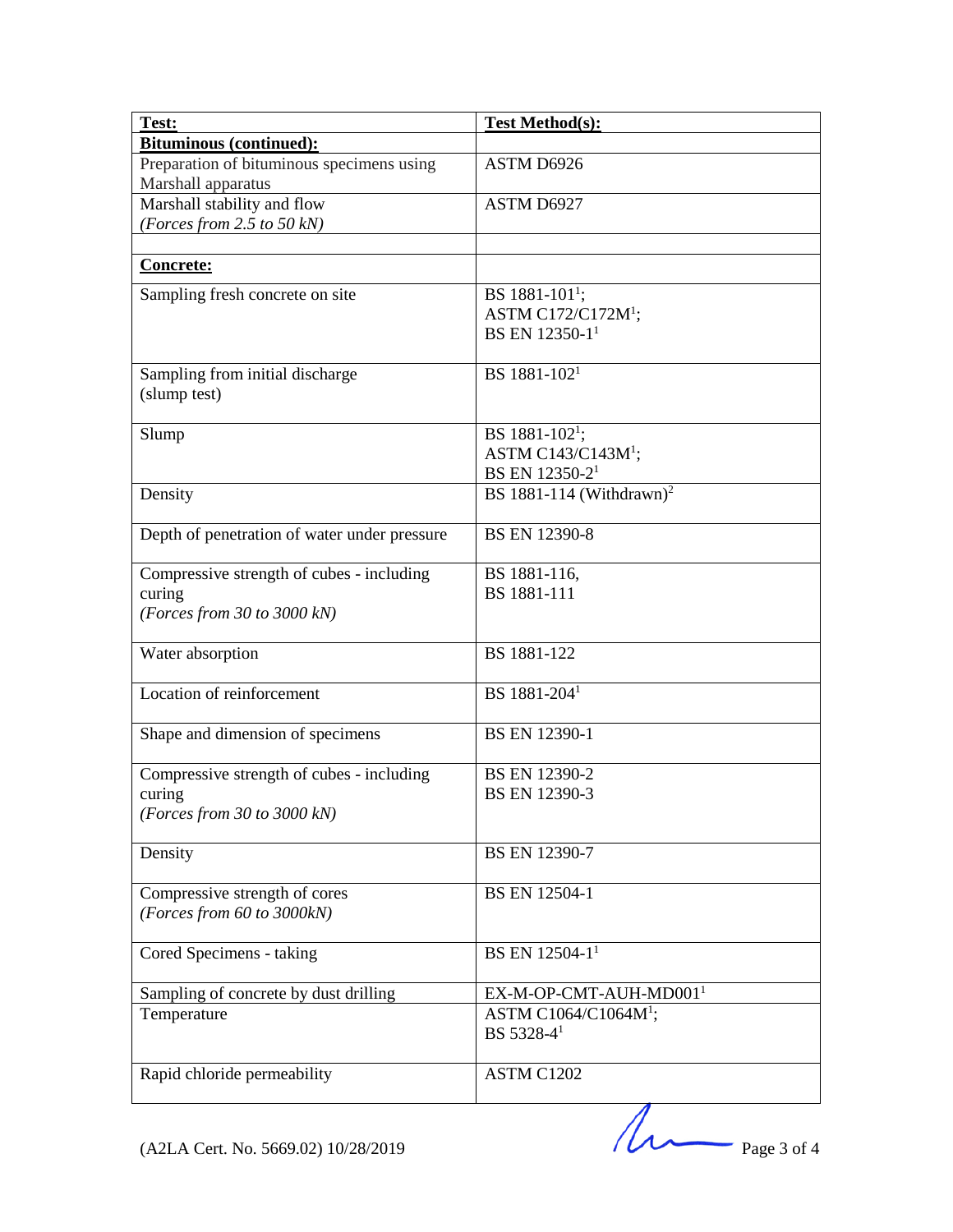| **Test:** | **Test Method(s):** |
|---|---|
| **Bituminous (continued):** | |
| Preparation of bituminous specimens using Marshall apparatus | ASTM D6926 |
| Marshall stability and flow<br>*(Forces from 2.5 to 50 kN)* | ASTM D6927 |
| | |
| **Concrete:** | |
| Sampling fresh concrete on site | BS 1881-101[1];<br>ASTM C172/C172M[1];<br>BS EN 12350-1[1] |
| Sampling from initial discharge (slump test) | BS 1881-102[1] |
| Slump | BS 1881-102[1];<br>ASTM C143/C143M[1];<br>BS EN 12350-2[1] |
| Density | BS 1881-114 (Withdrawn)[2] |
| Depth of penetration of water under pressure | BS EN 12390-8 |
| Compressive strength of cubes - including curing<br>*(Forces from 30 to 3000 kN)* | BS 1881-116,<br>BS 1881-111 |
| Water absorption | BS 1881-122 |
| Location of reinforcement | BS 1881-204[1] |
| Shape and dimension of specimens | BS EN 12390-1 |
| Compressive strength of cubes - including curing<br>*(Forces from 30 to 3000 kN)* | BS EN 12390-2<br>BS EN 12390-3 |
| Density | BS EN 12390-7 |
| Compressive strength of cores<br>*(Forces from 60 to 3000kN)* | BS EN 12504-1 |
| Cored Specimens - taking | BS EN 12504-1[1] |
| Sampling of concrete by dust drilling | EX-M-OP-CMT-AUH-MD001[1] |
| Temperature | ASTM C1064/C1064M[1];<br>BS 5328-4[1] |
| Rapid chloride permeability | ASTM C1202 |

(A2LA Cert. No. 5669.02) 10/28/2019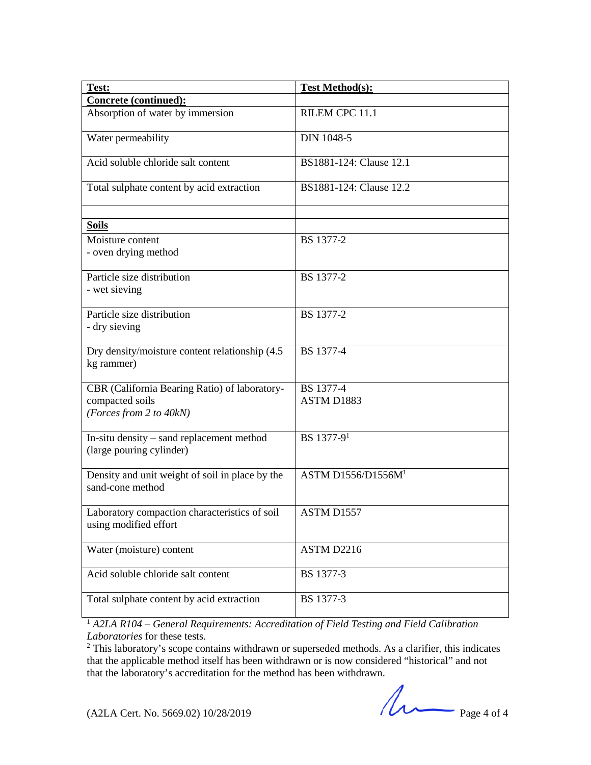| Test: | Test Method(s): |
|---|---|
| **Concrete (continued):** | |
| Absorption of water by immersion | RILEM CPC 11.1 |
| Water permeability | DIN 1048-5 |
| Acid soluble chloride salt content | BS1881-124: Clause 12.1 |
| Total sulphate content by acid extraction | BS1881-124: Clause 12.2 |
| | |
| **Soils** | |
| Moisture content<br>- oven drying method | BS 1377-2 |
| Particle size distribution<br>- wet sieving | BS 1377-2 |
| Particle size distribution<br>- dry sieving | BS 1377-2 |
| Dry density/moisture content relationship (4.5 kg rammer) | BS 1377-4 |
| CBR (California Bearing Ratio) of laboratory-compacted soils<br>*(Forces from 2 to 40kN)* | BS 1377-4<br>ASTM D1883 |
| In-situ density – sand replacement method (large pouring cylinder) | BS 1377-9[1] |
| Density and unit weight of soil in place by the sand-cone method | ASTM D1556/D1556M[1] |
| Laboratory compaction characteristics of soil using modified effort | ASTM D1557 |
| Water (moisture) content | ASTM D2216 |
| Acid soluble chloride salt content | BS 1377-3 |
| Total sulphate content by acid extraction | BS 1377-3 |

[1] *A2LA R104 – General Requirements: Accreditation of Field Testing and Field Calibration Laboratories* for these tests.

[2] This laboratory's scope contains withdrawn or superseded methods. As a clarifier, this indicates that the applicable method itself has been withdrawn or is now considered "historical" and not that the laboratory's accreditation for the method has been withdrawn.

(A2LA Cert. No. 5669.02) 10/28/2019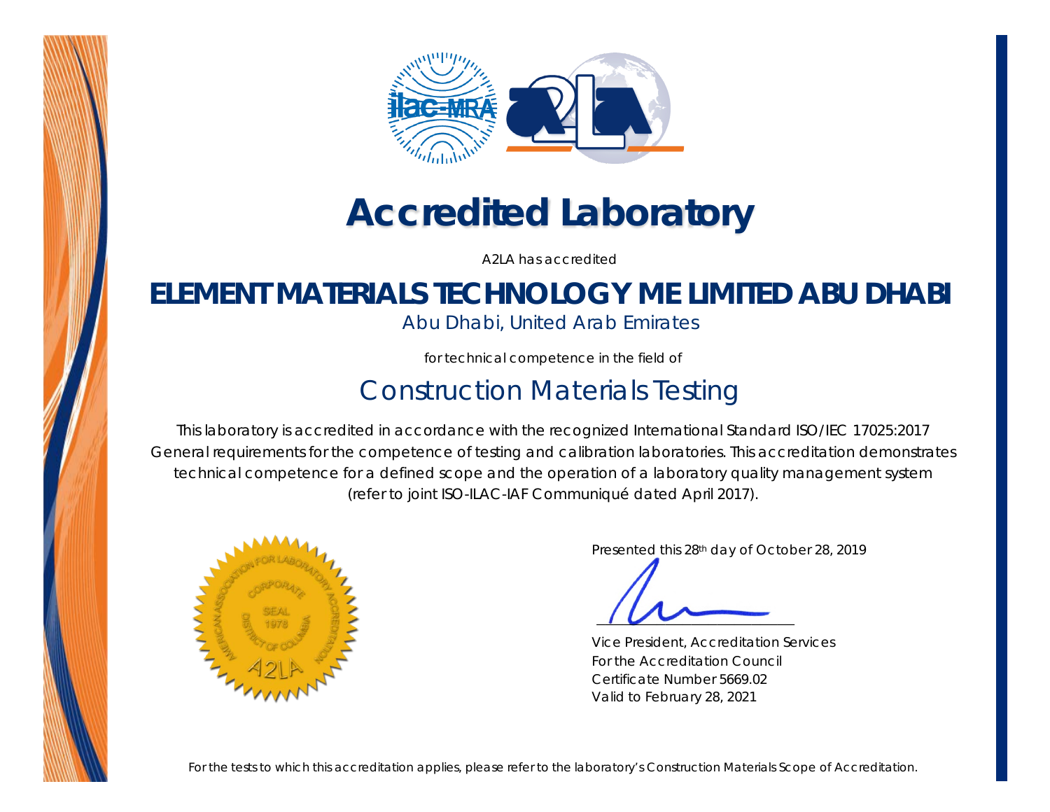# Accredited Laboratory

A2LA has accredited

## ELEMENT MATERIALS TECHNOLOGY ME LIMITED ABU DHABI

Abu Dhabi, United Arab Emirates

for technical competence in the field of

## Construction Materials Testing

This laboratory is accredited in accordance with the recognized International Standard ISO/IEC 17025:2017 General requirements for the competence of testing and calibration laboratories. This accreditation demonstrates technical competence for a defined scope and the operation of a laboratory quality management system (refer to joint ISO-ILAC-IAF Communiqué dated April 2017).

AMERICAN ASSOCIATION FOR LABORATORY ACCREDITATION
CORPORATE SEAL 1978
DISTRICT OF COLUMBIA
A2LA

Presented this 28th day of October 28, 2019

Vice President, Accreditation Services
For the Accreditation Council
Certificate Number 5669.02
Valid to February 28, 2021

For the tests to which this accreditation applies, please refer to the laboratory's Construction Materials Scope of Accreditation.